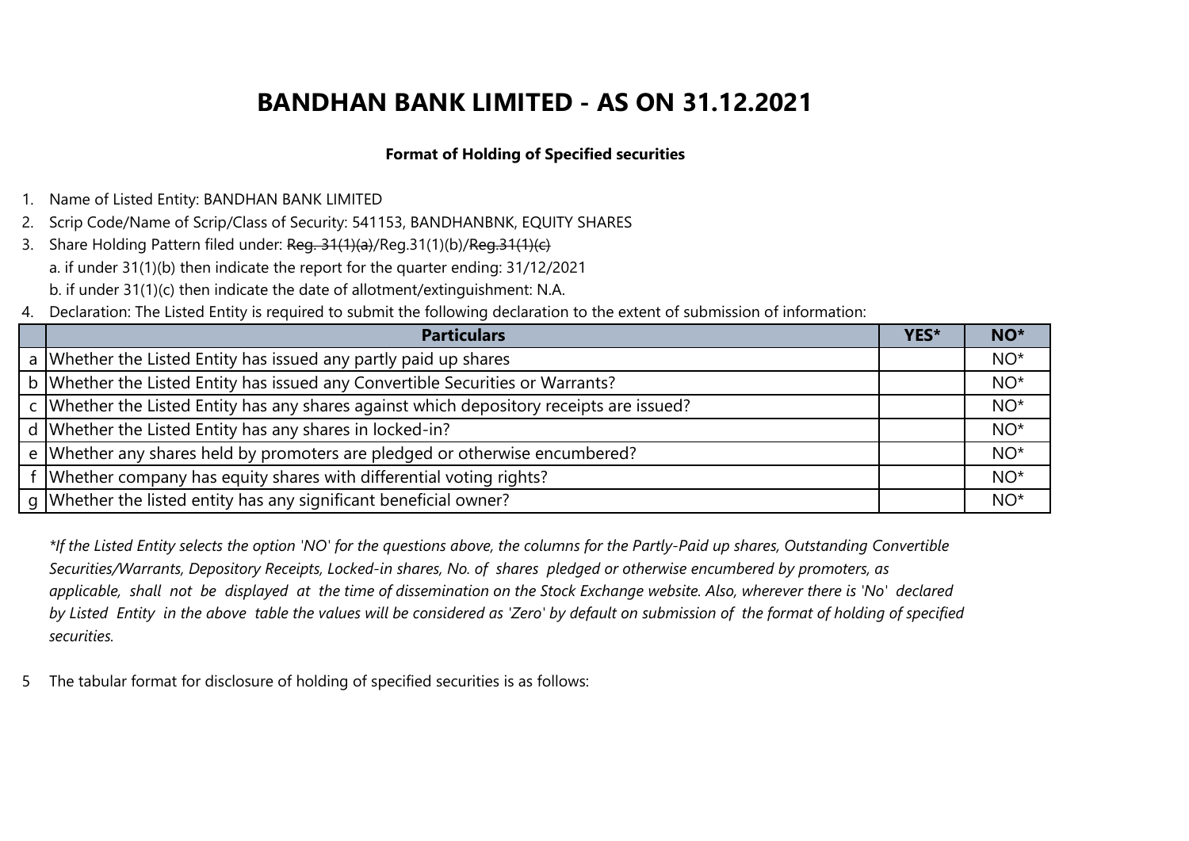# BANDHAN BANK LIMITED - AS ON 31.12.2021

**Format of Holding of Specified securities**

1. Name of Listed Entity: BANDHAN BANK LIMITED
2. Scrip Code/Name of Scrip/Class of Security: 541153, BANDHANBNK, EQUITY SHARES
3. Share Holding Pattern filed under: ~~Reg. 31(1)(a)~~/Reg.31(1)(b)/~~Reg.31(1)(c)~~
   a. if under 31(1)(b) then indicate the report for the quarter ending: 31/12/2021
   b. if under 31(1)(c) then indicate the date of allotment/extinguishment: N.A.
4. Declaration: The Listed Entity is required to submit the following declaration to the extent of submission of information:

| | Particulars | YES* | NO* |
|---|---|---|---|
| a | Whether the Listed Entity has issued any partly paid up shares | | NO* |
| b | Whether the Listed Entity has issued any Convertible Securities or Warrants? | | NO* |
| c | Whether the Listed Entity has any shares against which depository receipts are issued? | | NO* |
| d | Whether the Listed Entity has any shares in locked-in? | | NO* |
| e | Whether any shares held by promoters are pledged or otherwise encumbered? | | NO* |
| f | Whether company has equity shares with differential voting rights? | | NO* |
| g | Whether the listed entity has any significant beneficial owner? | | NO* |

*\*If the Listed Entity selects the option 'NO' for the questions above, the columns for the Partly-Paid up shares, Outstanding Convertible Securities/Warrants, Depository Receipts, Locked-in shares, No. of shares pledged or otherwise encumbered by promoters, as applicable, shall not be displayed at the time of dissemination on the Stock Exchange website. Also, wherever there is 'No' declared by Listed Entity in the above table the values will be considered as 'Zero' by default on submission of the format of holding of specified securities.*

5 The tabular format for disclosure of holding of specified securities is as follows: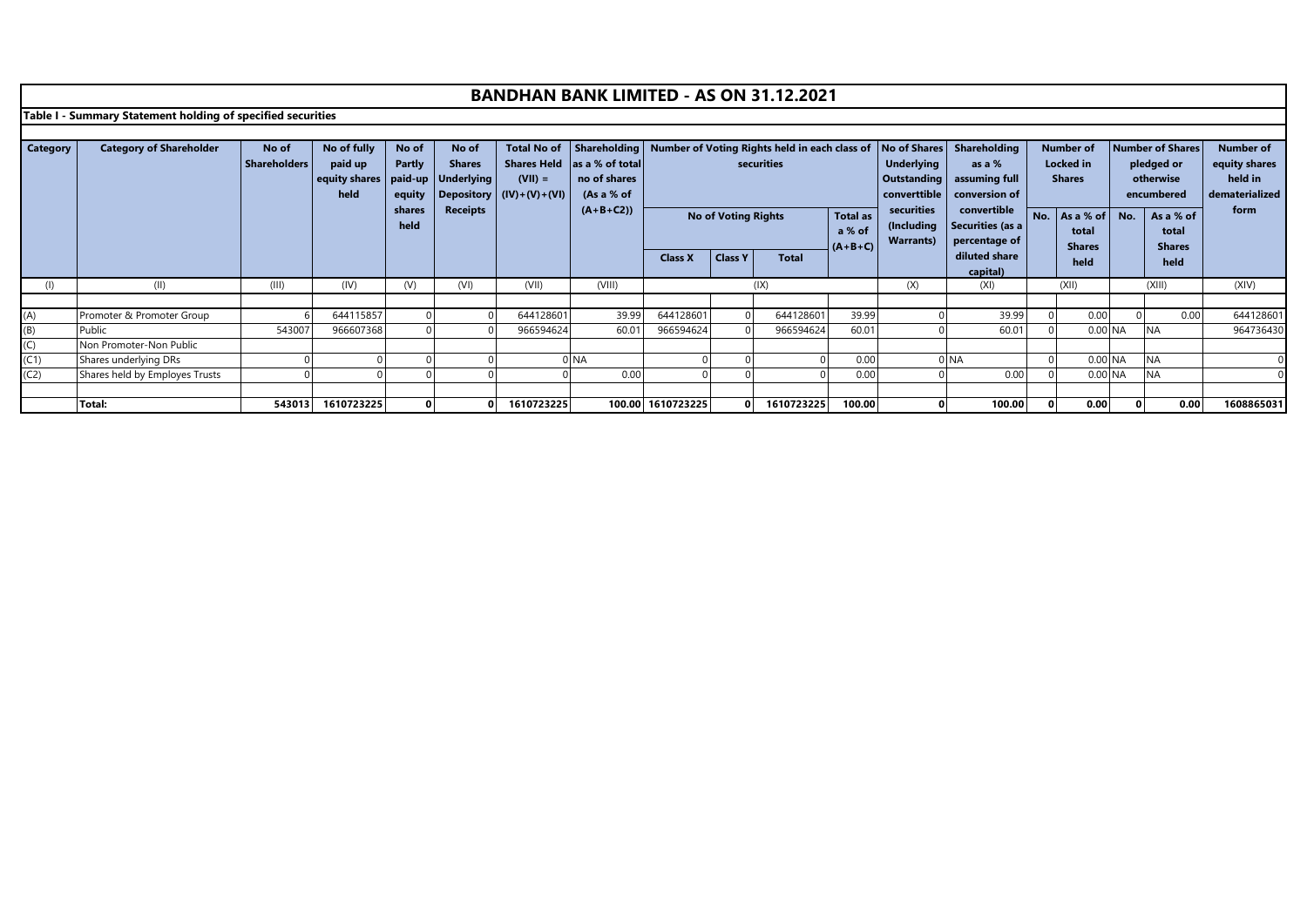# BANDHAN BANK LIMITED - AS ON 31.12.2021

## Table I - Summary Statement holding of specified securities

| Category | Category of Shareholder | No of Shareholders | No of fully paid up equity shares held | No of Partly paid-up equity shares held | No of Shares Underlying Depository Receipts | Total No of Shares Held (VII) = (IV)+(V)+(VI) | Shareholding as a % of total no of shares (As a % of (A+B+C2)) | Number of Voting Rights held in each class of securities | | | | No of Shares Underlying Outstanding converttible securities (Including Warrants) | Shareholding as a % assuming full conversion of convertible Securities (as a percentage of diluted share capital) | Number of Locked in Shares | | Number of Shares pledged or otherwise encumbered | | Number of equity shares held in dematerialized form |
|---|---|---|---|---|---|---|---|---|---|---|---|---|---|---|---|---|---|---|
| | | | | | | | | No of Voting Rights | | | Total as a % of (A+B+C) | | | No. | As a % of total Shares held | No. | As a % of total Shares held | |
| | | | | | | | | Class X | Class Y | Total | | | | | | | | |
| (I) | (II) | (III) | (IV) | (V) | (VI) | (VII) | (VIII) | (IX) | | | | (X) | (XI) | (XII) | | (XIII) | | (XIV) |
| (A) | Promoter & Promoter Group | 6 | 644115857 | 0 | 0 | 644128601 | 39.99 | 644128601 | 0 | 644128601 | 39.99 | 0 | 39.99 | 0 | 0.00 | 0 | 0.00 | 644128601 |
| (B) | Public | 543007 | 966607368 | 0 | 0 | 966594624 | 60.01 | 966594624 | 0 | 966594624 | 60.01 | 0 | 60.01 | 0 | 0.00 | NA | NA | 964736430 |
| (C) | Non Promoter-Non Public | | | | | | | | | | | | | | | | | |
| (C1) | Shares underlying DRs | 0 | 0 | 0 | 0 | 0 | NA | 0 | 0 | 0 | 0.00 | 0 | NA | 0 | 0.00 | NA | NA | 0 |
| (C2) | Shares held by Employes Trusts | 0 | 0 | 0 | 0 | 0 | 0.00 | 0 | 0 | 0 | 0.00 | 0 | 0.00 | 0 | 0.00 | NA | NA | 0 |
| | **Total:** | **543013** | **1610723225** | **0** | **0** | **1610723225** | **100.00** | **1610723225** | **0** | **1610723225** | **100.00** | **0** | **100.00** | **0** | **0.00** | **0** | **0.00** | **1608865031** |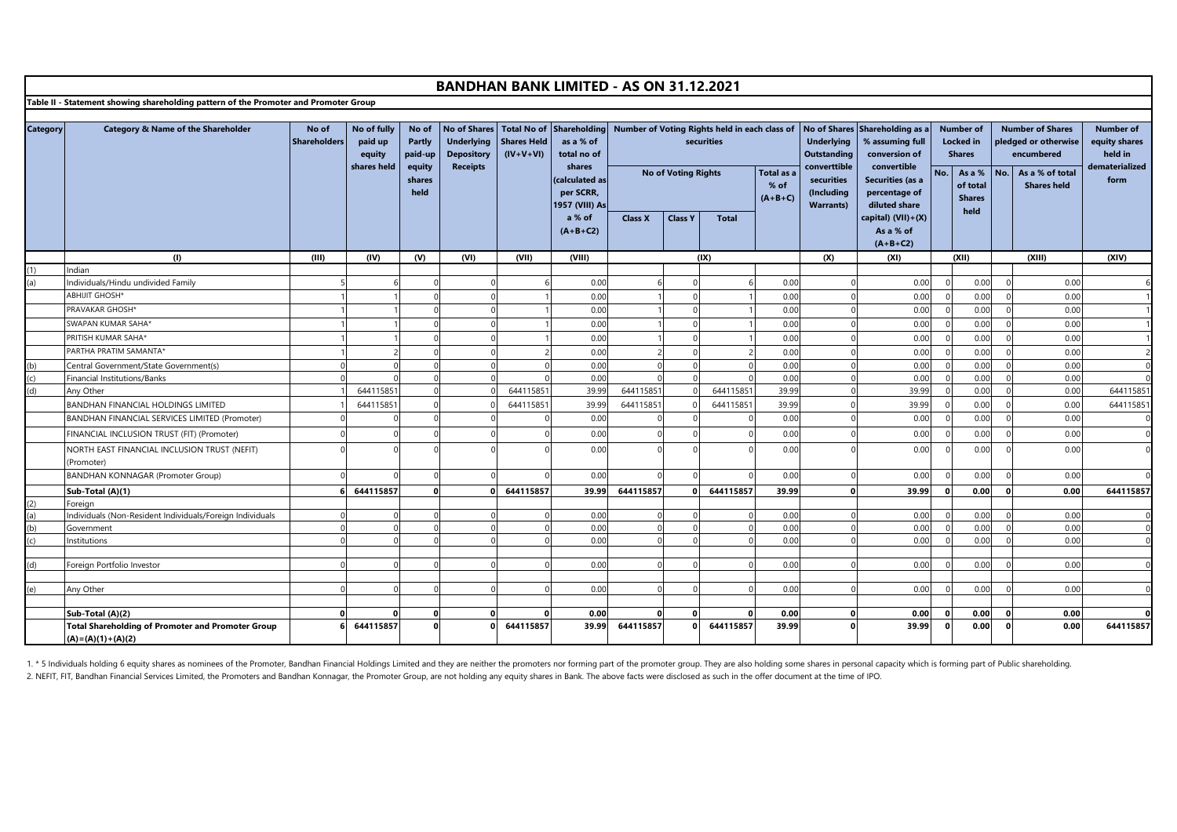# BANDHAN BANK LIMITED - AS ON 31.12.2021

**Table II - Statement showing shareholding pattern of the Promoter and Promoter Group**

| Category | Category & Name of the Shareholder | No of Shareholders | No of fully paid up equity shares held | No of Partly paid-up equity shares held | No of Shares Underlying Depository Receipts | Total No of Shares Held (IV+V+VI) | Shareholding as a % of total no of shares (calculated as per SCRR, 1957 (VIII) As a % of (A+B+C2) | Number of Voting Rights held in each class of securities | | | | No of Shares Underlying Outstanding converttible securities (Including Warrants) | Shareholding as a % assuming full conversion of convertible Securities (as a percentage of diluted share capital) (VII)+(X) As a % of (A+B+C2) | Number of Locked in Shares | | Number of Shares pledged or otherwise encumbered | | Number of equity shares held in dematerialized form |
|---|---|---|---|---|---|---|---|---|---|---|---|---|---|---|---|---|---|---|
| | | | | | | | | No of Voting Rights | | | Total as a % of (A+B+C) | | | No. | As a % of total Shares held | No. | As a % of total Shares held | |
| | | | | | | | | Class X | Class Y | Total | | | | | | | | |
| | (I) | (III) | (IV) | (V) | (VI) | (VII) | (VIII) | (IX) | | | | (X) | (XI) | (XII) | | (XIII) | | (XIV) |
| (1) | Indian | | | | | | | | | | | | | | | | | |
| (a) | Individuals/Hindu undivided Family | 5 | 6 | 0 | 0 | 6 | 0.00 | 6 | 0 | 6 | 0.00 | 0 | 0.00 | 0 | 0.00 | 0 | 0.00 | 6 |
| | ABHIJIT GHOSH* | 1 | 1 | 0 | 0 | 1 | 0.00 | 1 | 0 | 1 | 0.00 | 0 | 0.00 | 0 | 0.00 | 0 | 0.00 | 1 |
| | PRAVAKAR GHOSH* | 1 | 1 | 0 | 0 | 1 | 0.00 | 1 | 0 | 1 | 0.00 | 0 | 0.00 | 0 | 0.00 | 0 | 0.00 | 1 |
| | SWAPAN KUMAR SAHA* | 1 | 1 | 0 | 0 | 1 | 0.00 | 1 | 0 | 1 | 0.00 | 0 | 0.00 | 0 | 0.00 | 0 | 0.00 | 1 |
| | PRITISH KUMAR SAHA* | 1 | 1 | 0 | 0 | 1 | 0.00 | 1 | 0 | 1 | 0.00 | 0 | 0.00 | 0 | 0.00 | 0 | 0.00 | 1 |
| | PARTHA PRATIM SAMANTA* | 1 | 2 | 0 | 0 | 2 | 0.00 | 2 | 0 | 2 | 0.00 | 0 | 0.00 | 0 | 0.00 | 0 | 0.00 | 2 |
| (b) | Central Government/State Government(s) | 0 | 0 | 0 | 0 | 0 | 0.00 | 0 | 0 | 0 | 0.00 | 0 | 0.00 | 0 | 0.00 | 0 | 0.00 | 0 |
| (c) | Financial Institutions/Banks | 0 | 0 | 0 | 0 | 0 | 0.00 | 0 | 0 | 0 | 0.00 | 0 | 0.00 | 0 | 0.00 | 0 | 0.00 | 0 |
| (d) | Any Other | 1 | 644115851 | 0 | 0 | 644115851 | 39.99 | 644115851 | 0 | 644115851 | 39.99 | 0 | 39.99 | 0 | 0.00 | 0 | 0.00 | 644115851 |
| | BANDHAN FINANCIAL HOLDINGS LIMITED | 1 | 644115851 | 0 | 0 | 644115851 | 39.99 | 644115851 | 0 | 644115851 | 39.99 | 0 | 39.99 | 0 | 0.00 | 0 | 0.00 | 644115851 |
| | BANDHAN FINANCIAL SERVICES LIMITED (Promoter) | 0 | 0 | 0 | 0 | 0 | 0.00 | 0 | 0 | 0 | 0.00 | 0 | 0.00 | 0 | 0.00 | 0 | 0.00 | 0 |
| | FINANCIAL INCLUSION TRUST (FIT) (Promoter) | 0 | 0 | 0 | 0 | 0 | 0.00 | 0 | 0 | 0 | 0.00 | 0 | 0.00 | 0 | 0.00 | 0 | 0.00 | 0 |
| | NORTH EAST FINANCIAL INCLUSION TRUST (NEFIT) (Promoter) | 0 | 0 | 0 | 0 | 0 | 0.00 | 0 | 0 | 0 | 0.00 | 0 | 0.00 | 0 | 0.00 | 0 | 0.00 | 0 |
| | BANDHAN KONNAGAR (Promoter Group) | 0 | 0 | 0 | 0 | 0 | 0.00 | 0 | 0 | 0 | 0.00 | 0 | 0.00 | 0 | 0.00 | 0 | 0.00 | 0 |
| | **Sub-Total (A)(1)** | **6** | **644115857** | **0** | **0** | **644115857** | **39.99** | **644115857** | **0** | **644115857** | **39.99** | **0** | **39.99** | **0** | **0.00** | **0** | **0.00** | **644115857** |
| (2) | Foreign | | | | | | | | | | | | | | | | | |
| (a) | Individuals (Non-Resident Individuals/Foreign Individuals | 0 | 0 | 0 | 0 | 0 | 0.00 | 0 | 0 | 0 | 0.00 | 0 | 0.00 | 0 | 0.00 | 0 | 0.00 | 0 |
| (b) | Government | 0 | 0 | 0 | 0 | 0 | 0.00 | 0 | 0 | 0 | 0.00 | 0 | 0.00 | 0 | 0.00 | 0 | 0.00 | 0 |
| (c) | Institutions | 0 | 0 | 0 | 0 | 0 | 0.00 | 0 | 0 | 0 | 0.00 | 0 | 0.00 | 0 | 0.00 | 0 | 0.00 | 0 |
| (d) | Foreign Portfolio Investor | 0 | 0 | 0 | 0 | 0 | 0.00 | 0 | 0 | 0 | 0.00 | 0 | 0.00 | 0 | 0.00 | 0 | 0.00 | 0 |
| (e) | Any Other | 0 | 0 | 0 | 0 | 0 | 0.00 | 0 | 0 | 0 | 0.00 | 0 | 0.00 | 0 | 0.00 | 0 | 0.00 | 0 |
| | **Sub-Total (A)(2)** | **0** | **0** | **0** | **0** | **0** | **0.00** | **0** | **0** | **0** | **0.00** | **0** | **0.00** | **0** | **0.00** | **0** | **0.00** | **0** |
| | **Total Shareholding of Promoter and Promoter Group (A)=(A)(1)+(A)(2)** | **6** | **644115857** | **0** | **0** | **644115857** | **39.99** | **644115857** | **0** | **644115857** | **39.99** | **0** | **39.99** | **0** | **0.00** | **0** | **0.00** | **644115857** |

1. * 5 Individuals holding 6 equity shares as nominees of the Promoter, Bandhan Financial Holdings Limited and they are neither the promoters nor forming part of the promoter group. They are also holding some shares in personal capacity which is forming part of Public shareholding.
2. NEFIT, FIT, Bandhan Financial Services Limited, the Promoters and Bandhan Konnagar, the Promoter Group, are not holding any equity shares in Bank. The above facts were disclosed as such in the offer document at the time of IPO.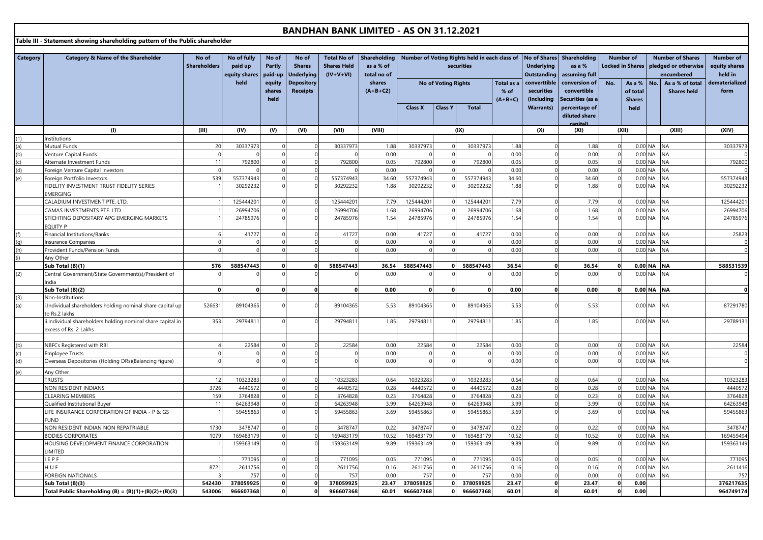# BANDHAN BANK LIMITED - AS ON 31.12.2021

## Table III - Statement showing shareholding pattern of the Public shareholder

| Category | Category & Name of the Shareholder | No of Shareholders | No of fully paid up equity shares held | No of Partly paid-up equity shares held | No of Shares Underlying Depository Receipts | Total No of Shares Held (IV+V+VI) | Shareholding as a % of total no of shares (A+B+C2) | Number of Voting Rights held in each class of securities | | | | No of Shares Underlying Outstanding converttible securities (Including Warrants) | Shareholding as a % assuming full conversion of convertible Securities (as a percentage of diluted share capital) | Number of Locked in Shares | | Number of Shares pledged or otherwise encumbered | | Number of equity shares held in dematerialized form |
|---|---|---|---|---|---|---|---|---|---|---|---|---|---|---|---|---|---|---|
| | | | | | | | | No of Voting Rights | | | Total as a % of (A+B+C) | | | No. | As a % of total Shares held | No. | As a % of total Shares held | |
| | | | | | | | | Class X | Class Y | Total | | | | | | | | |
| | (I) | (III) | (IV) | (V) | (VI) | (VII) | (VIII) | (IX) | | | | (X) | (XI) | (XII) | | (XIII) | | (XIV) |
| (1) | Institutions | | | | | | | | | | | | | | | | | |
| (a) | Mutual Funds | 20 | 30337973 | 0 | 0 | 30337973 | 1.88 | 30337973 | 0 | 30337973 | 1.88 | 0 | 1.88 | 0 | 0.00 | NA | NA | 30337973 |
| (b) | Venture Capital Funds | 0 | 0 | 0 | 0 | 0 | 0.00 | 0 | 0 | 0 | 0.00 | 0 | 0.00 | 0 | 0.00 | NA | NA | 0 |
| (c) | Alternate Investment Funds | 11 | 792800 | 0 | 0 | 792800 | 0.05 | 792800 | 0 | 792800 | 0.05 | 0 | 0.05 | 0 | 0.00 | NA | NA | 792800 |
| (d) | Foreign Venture Capital Investors | 0 | 0 | 0 | 0 | 0 | 0.00 | 0 | 0 | 0 | 0.00 | 0 | 0.00 | 0 | 0.00 | NA | NA | 0 |
| (e) | Foreign Portfolio Investors | 539 | 557374943 | 0 | 0 | 557374943 | 34.60 | 557374943 | 0 | 557374943 | 34.60 | 0 | 34.60 | 0 | 0.00 | NA | NA | 557374943 |
| | FIDELITY INVESTMENT TRUST FIDELITY SERIES EMERGING | 1 | 30292232 | 0 | 0 | 30292232 | 1.88 | 30292232 | 0 | 30292232 | 1.88 | 0 | 1.88 | 0 | 0.00 | NA | NA | 30292232 |
| | CALADIUM INVESTMENT PTE. LTD. | 1 | 125444201 | 0 | 0 | 125444201 | 7.79 | 125444201 | 0 | 125444201 | 7.79 | 0 | 7.79 | 0 | 0.00 | NA | NA | 125444201 |
| | CAMAS INVESTMENTS PTE. LTD. | 1 | 26994706 | 0 | 0 | 26994706 | 1.68 | 26994706 | 0 | 26994706 | 1.68 | 0 | 1.68 | 0 | 0.00 | NA | NA | 26994706 |
| | STICHTING DEPOSITARY APG EMERGING MARKETS EQUITY P | 1 | 24785976 | 0 | 0 | 24785976 | 1.54 | 24785976 | 0 | 24785976 | 1.54 | 0 | 1.54 | 0 | 0.00 | NA | NA | 24785976 |
| (f) | Financial Institutions/Banks | 6 | 41727 | 0 | 0 | 41727 | 0.00 | 41727 | 0 | 41727 | 0.00 | 0 | 0.00 | 0 | 0.00 | NA | NA | 25823 |
| (g) | Insurance Companies | 0 | 0 | 0 | 0 | 0 | 0.00 | 0 | 0 | 0 | 0.00 | 0 | 0.00 | 0 | 0.00 | NA | NA | 0 |
| (h) | Provident Funds/Pension Funds | 0 | 0 | 0 | 0 | 0 | 0.00 | 0 | 0 | 0 | 0.00 | 0 | 0.00 | 0 | 0.00 | NA | NA | 0 |
| (i) | Any Other | | | | | | | | | | | | | | | | | |
| | **Sub Total (B)(1)** | **576** | **588547443** | **0** | **0** | **588547443** | **36.54** | **588547443** | **0** | **588547443** | **36.54** | **0** | **36.54** | **0** | **0.00** | **NA** | **NA** | **588531539** |
| (2) | Central Government/State Government(s)/President of India | 0 | 0 | 0 | 0 | 0 | 0.00 | 0 | 0 | 0 | 0.00 | 0 | 0.00 | 0 | 0.00 | NA | NA | 0 |
| | **Sub Total (B)(2)** | **0** | **0** | **0** | **0** | **0** | **0.00** | **0** | **0** | **0** | **0.00** | **0** | **0.00** | **0** | **0.00** | **NA** | **NA** | **0** |
| (3) | Non-Institutions | | | | | | | | | | | | | | | | | |
| (a) | i.Individual shareholders holding nominal share capital up to Rs.2 lakhs | 526631 | 89104365 | 0 | 0 | 89104365 | 5.53 | 89104365 | 0 | 89104365 | 5.53 | 0 | 5.53 | | 0.00 | NA | NA | 87291780 |
| | ii.Individual shareholders holding nominal share capital in excess of Rs. 2 Lakhs | 353 | 29794811 | 0 | 0 | 29794811 | 1.85 | 29794811 | 0 | 29794811 | 1.85 | 0 | 1.85 | | 0.00 | NA | NA | 29789131 |
| (b) | NBFCs Registered with RBI | 4 | 22584 | 0 | 0 | 22584 | 0.00 | 22584 | 0 | 22584 | 0.00 | 0 | 0.00 | 0 | 0.00 | NA | NA | 22584 |
| (c) | Employee Trusts | 0 | 0 | 0 | 0 | 0 | 0.00 | 0 | 0 | 0 | 0.00 | 0 | 0.00 | 0 | 0.00 | NA | NA | 0 |
| (d) | Overseas Depositories (Holding DRs)(Balancing figure) | 0 | 0 | 0 | 0 | 0 | 0.00 | 0 | 0 | 0 | 0.00 | 0 | 0.00 | 0 | 0.00 | NA | NA | 0 |
| (e) | Any Other | | | | | | | | | | | | | | | | | |
| | TRUSTS | 12 | 10323283 | 0 | 0 | 10323283 | 0.64 | 10323283 | 0 | 10323283 | 0.64 | 0 | 0.64 | 0 | 0.00 | NA | NA | 10323283 |
| | NON RESIDENT INDIANS | 3726 | 4440572 | 0 | 0 | 4440572 | 0.28 | 4440572 | 0 | 4440572 | 0.28 | 0 | 0.28 | 0 | 0.00 | NA | NA | 4440572 |
| | CLEARING MEMBERS | 159 | 3764828 | 0 | 0 | 3764828 | 0.23 | 3764828 | 0 | 3764828 | 0.23 | 0 | 0.23 | 0 | 0.00 | NA | NA | 3764828 |
| | Qualified Institutional Buyer | 11 | 64263948 | 0 | 0 | 64263948 | 3.99 | 64263948 | 0 | 64263948 | 3.99 | 0 | 3.99 | 0 | 0.00 | NA | NA | 64263948 |
| | LIFE INSURANCE CORPORATION OF INDIA - P & GS FUND | 1 | 59455863 | 0 | 0 | 59455863 | 3.69 | 59455863 | 0 | 59455863 | 3.69 | 0 | 3.69 | 0 | 0.00 | NA | NA | 59455863 |
| | NON RESIDENT INDIAN NON REPATRIABLE | 1730 | 3478747 | 0 | 0 | 3478747 | 0.22 | 3478747 | 0 | 3478747 | 0.22 | 0 | 0.22 | 0 | 0.00 | NA | NA | 3478747 |
| | BODIES CORPORATES | 1079 | 169483179 | 0 | 0 | 169483179 | 10.52 | 169483179 | 0 | 169483179 | 10.52 | 0 | 10.52 | 0 | 0.00 | NA | NA | 169459494 |
| | HOUSING DEVELOPMENT FINANCE CORPORATION LIMITED | 1 | 159363149 | 0 | 0 | 159363149 | 9.89 | 159363149 | 0 | 159363149 | 9.89 | 0 | 9.89 | 0 | 0.00 | NA | NA | 159363149 |
| | I E P F | 1 | 771095 | 0 | 0 | 771095 | 0.05 | 771095 | 0 | 771095 | 0.05 | 0 | 0.05 | 0 | 0.00 | NA | NA | 771095 |
| | H U F | 8721 | 2611756 | 0 | 0 | 2611756 | 0.16 | 2611756 | 0 | 2611756 | 0.16 | 0 | 0.16 | 0 | 0.00 | NA | NA | 2611416 |
| | FOREIGN NATIONALS | 3 | 757 | 0 | 0 | 757 | 0.00 | 757 | 0 | 757 | 0.00 | 0 | 0.00 | 0 | 0.00 | NA | NA | 757 |
| | **Sub Total (B)(3)** | **542430** | **378059925** | **0** | **0** | **378059925** | **23.47** | **378059925** | **0** | **378059925** | **23.47** | **0** | **23.47** | **0** | **0.00** | | | **376217635** |
| | **Total Public Shareholding (B) = (B)(1)+(B)(2)+(B)(3)** | **543006** | **966607368** | **0** | **0** | **966607368** | **60.01** | **966607368** | **0** | **966607368** | **60.01** | **0** | **60.01** | **0** | **0.00** | | | **964749174** |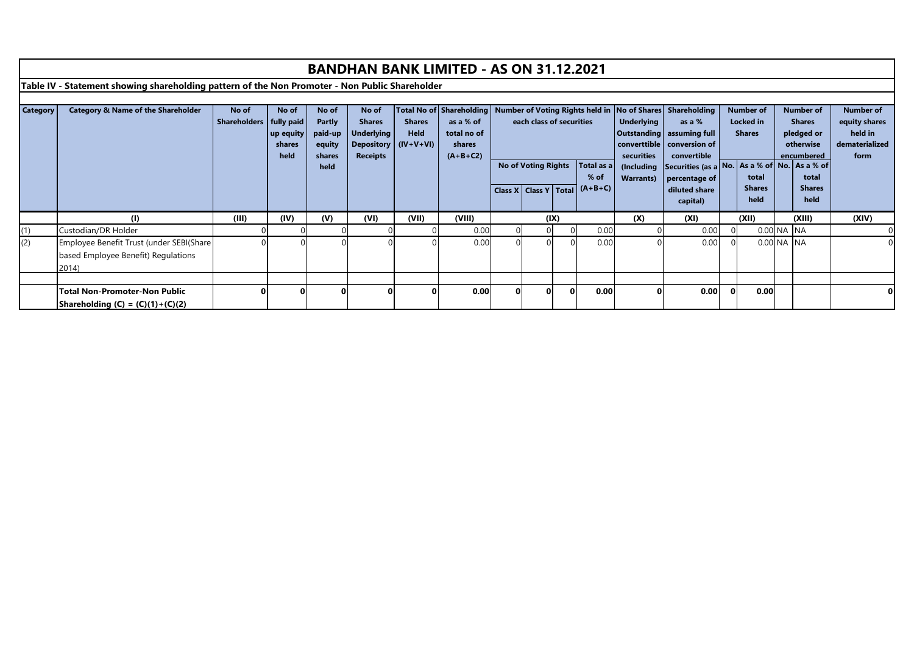# BANDHAN BANK LIMITED - AS ON 31.12.2021

## Table IV - Statement showing shareholding pattern of the Non Promoter - Non Public Shareholder

| Category | Category & Name of the Shareholder | No of Shareholders | No of fully paid up equity shares held | No of Partly paid-up equity shares held | No of Shares Underlying Depository Receipts | Total No of Shares Held (IV+V+VI) | Shareholding as a % of total no of shares (A+B+C2) | Number of Voting Rights held in each class of securities | | | | No of Shares Underlying Outstanding converttible securities (Including Warrants) | Shareholding as a % assuming full conversion of convertible Securities (as a percentage of diluted share capital) | Number of Locked in Shares | | Number of Shares pledged or otherwise encumbered | | Number of equity shares held in dematerialized form |
|---|---|---|---|---|---|---|---|---|---|---|---|---|---|---|---|---|---|---|
| | | | | | | | | No of Voting Rights | | | Total as a % of (A+B+C) | | | No. | As a % of total Shares held | No. | As a % of total Shares held | |
| | | | | | | | | Class X | Class Y | Total | | | | | | | | |
| | (I) | (III) | (IV) | (V) | (VI) | (VII) | (VIII) | (IX) | | | | (X) | (XI) | (XII) | | (XIII) | | (XIV) |
| (1) | Custodian/DR Holder | 0 | 0 | 0 | 0 | 0 | 0.00 | 0 | 0 | 0 | 0.00 | 0 | 0.00 | 0 | 0.00 | NA | NA | 0 |
| (2) | Employee Benefit Trust (under SEBI(Share based Employee Benefit) Regulations 2014) | 0 | 0 | 0 | 0 | 0 | 0.00 | 0 | 0 | 0 | 0.00 | 0 | 0.00 | 0 | 0.00 | NA | NA | 0 |
| | | | | | | | | | | | | | | | | | | |
| | **Total Non-Promoter-Non Public Shareholding (C) = (C)(1)+(C)(2)** | **0** | **0** | **0** | **0** | **0** | **0.00** | **0** | **0** | **0** | **0.00** | **0** | **0.00** | **0** | **0.00** | | | **0** |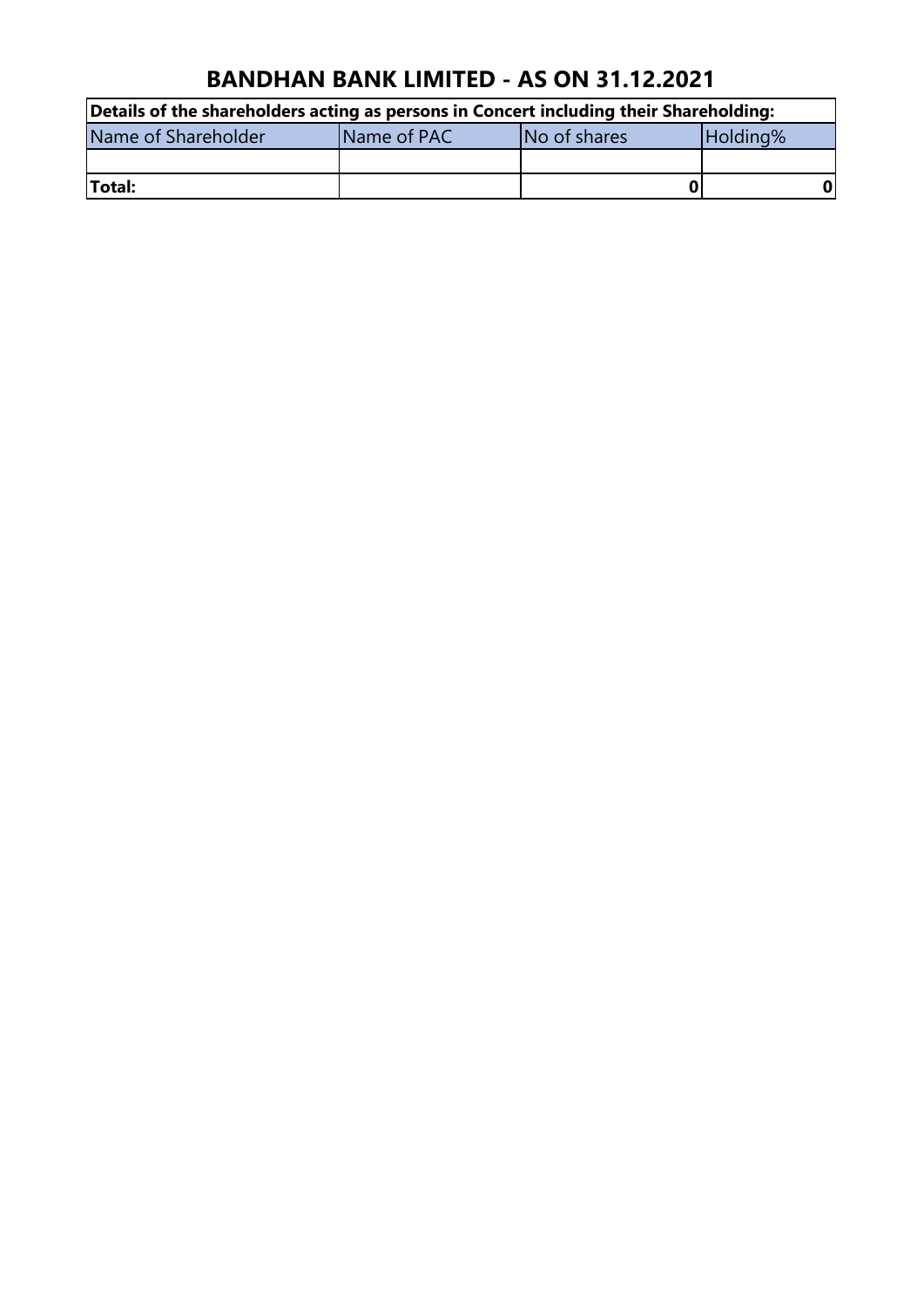# BANDHAN BANK LIMITED - AS ON 31.12.2021

| Details of the shareholders acting as persons in Concert including their Shareholding: | | | |
|---|---|---|---|
| Name of Shareholder | Name of PAC | No of shares | Holding% |
| | | | |
| **Total:** | | **0** | **0** |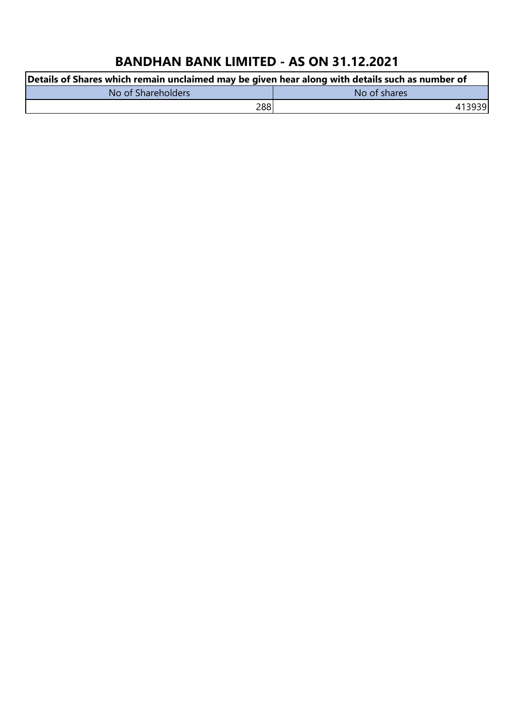# BANDHAN BANK LIMITED - AS ON 31.12.2021

| Details of Shares which remain unclaimed may be given hear along with details such as number of | |
|---|---|
| No of Shareholders | No of shares |
| 288 | 413939 |